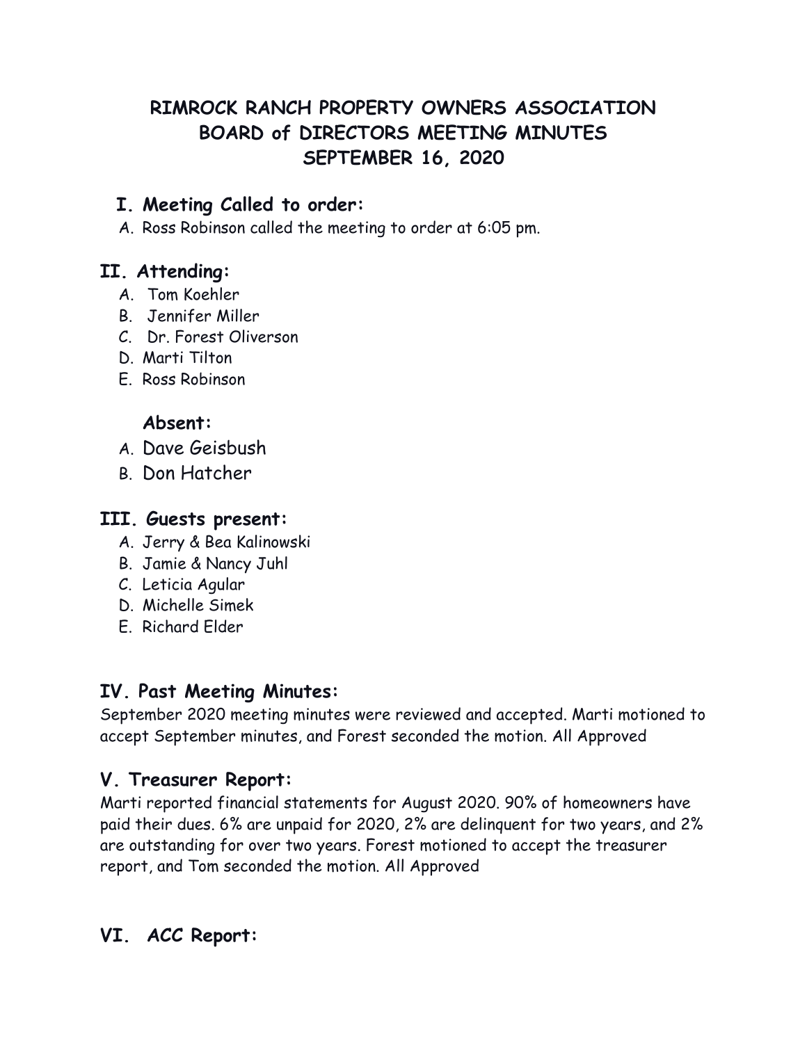# RIMROCK RANCH PROPERTY OWNERS ASSOCIATION
# BOARD of DIRECTORS MEETING MINUTES
# SEPTEMBER 16, 2020

## I. Meeting Called to order:

A. Ross Robinson called the meeting to order at 6:05 pm.

## II. Attending:

A. Tom Koehler
B. Jennifer Miller
C. Dr. Forest Oliverson
D. Marti Tilton
E. Ross Robinson

### Absent:

A. Dave Geisbush
B. Don Hatcher

## III. Guests present:

A. Jerry & Bea Kalinowski
B. Jamie & Nancy Juhl
C. Leticia Agular
D. Michelle Simek
E. Richard Elder

## IV. Past Meeting Minutes:

September 2020 meeting minutes were reviewed and accepted. Marti motioned to accept September minutes, and Forest seconded the motion. All Approved

## V. Treasurer Report:

Marti reported financial statements for August 2020. 90% of homeowners have paid their dues. 6% are unpaid for 2020, 2% are delinquent for two years, and 2% are outstanding for over two years. Forest motioned to accept the treasurer report, and Tom seconded the motion. All Approved

## VI. ACC Report: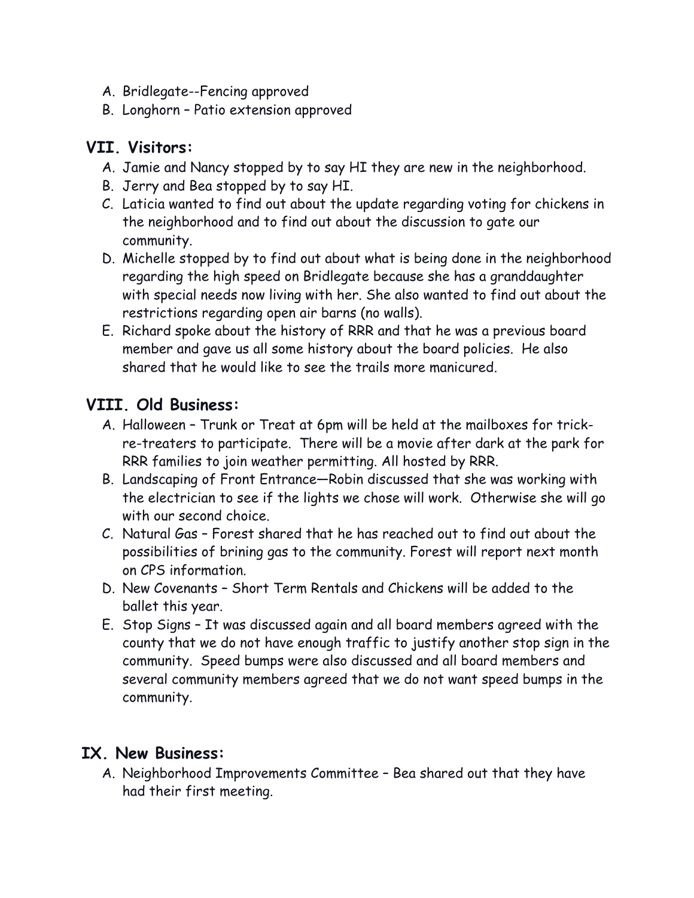A. Bridlegate--Fencing approved
B. Longhorn – Patio extension approved

## VII. Visitors:

A. Jamie and Nancy stopped by to say HI they are new in the neighborhood.
B. Jerry and Bea stopped by to say HI.
C. Laticia wanted to find out about the update regarding voting for chickens in the neighborhood and to find out about the discussion to gate our community.
D. Michelle stopped by to find out about what is being done in the neighborhood regarding the high speed on Bridlegate because she has a granddaughter with special needs now living with her. She also wanted to find out about the restrictions regarding open air barns (no walls).
E. Richard spoke about the history of RRR and that he was a previous board member and gave us all some history about the board policies. He also shared that he would like to see the trails more manicured.

## VIII. Old Business:

A. Halloween – Trunk or Treat at 6pm will be held at the mailboxes for trick-re-treaters to participate. There will be a movie after dark at the park for RRR families to join weather permitting. All hosted by RRR.
B. Landscaping of Front Entrance—Robin discussed that she was working with the electrician to see if the lights we chose will work. Otherwise she will go with our second choice.
C. Natural Gas – Forest shared that he has reached out to find out about the possibilities of brining gas to the community. Forest will report next month on CPS information.
D. New Covenants – Short Term Rentals and Chickens will be added to the ballet this year.
E. Stop Signs – It was discussed again and all board members agreed with the county that we do not have enough traffic to justify another stop sign in the community. Speed bumps were also discussed and all board members and several community members agreed that we do not want speed bumps in the community.

## IX. New Business:

A. Neighborhood Improvements Committee – Bea shared out that they have had their first meeting.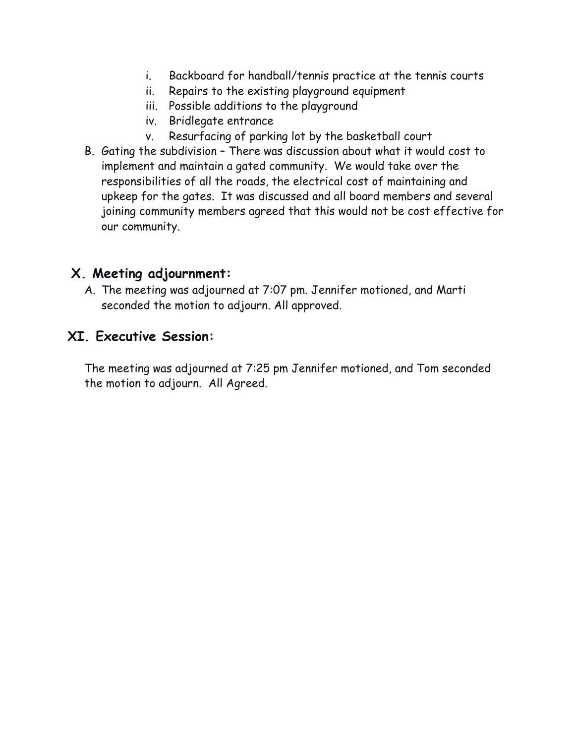i. Backboard for handball/tennis practice at the tennis courts
ii. Repairs to the existing playground equipment
iii. Possible additions to the playground
iv. Bridlegate entrance
v. Resurfacing of parking lot by the basketball court

B. Gating the subdivision – There was discussion about what it would cost to implement and maintain a gated community. We would take over the responsibilities of all the roads, the electrical cost of maintaining and upkeep for the gates. It was discussed and all board members and several joining community members agreed that this would not be cost effective for our community.

## X. Meeting adjournment:

A. The meeting was adjourned at 7:07 pm. Jennifer motioned, and Marti seconded the motion to adjourn. All approved.

## XI. Executive Session:

The meeting was adjourned at 7:25 pm Jennifer motioned, and Tom seconded the motion to adjourn. All Agreed.